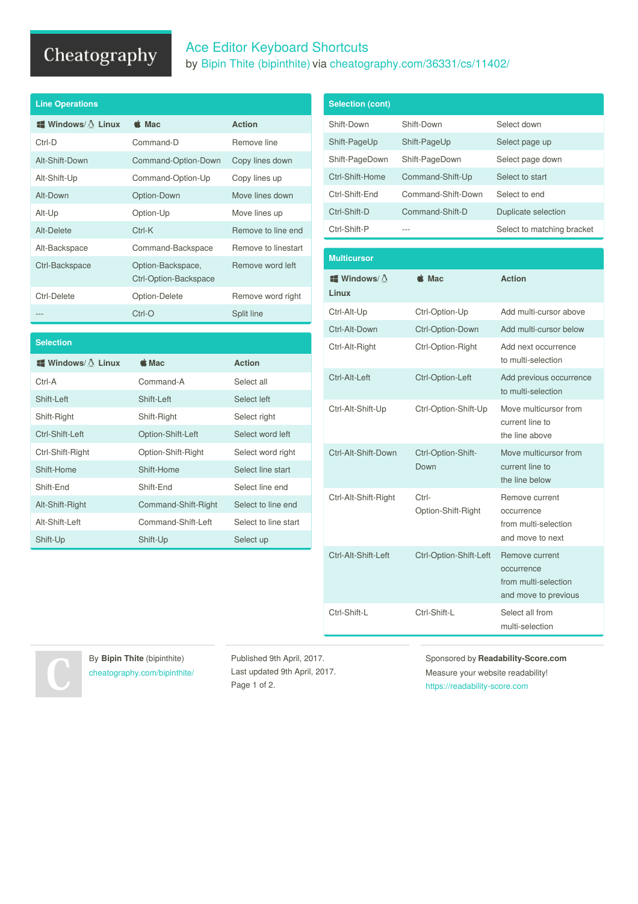# Ace Editor Keyboard Shortcuts

by Bipin Thite (bipinthite) via cheatography.com/36331/cs/11402/

## Line Operations

| Windows/ Linux | Mac | Action |
|---|---|---|
| Ctrl-D | Command-D | Remove line |
| Alt-Shift-Down | Command-Option-Down | Copy lines down |
| Alt-Shift-Up | Command-Option-Up | Copy lines up |
| Alt-Down | Option-Down | Move lines down |
| Alt-Up | Option-Up | Move lines up |
| Alt-Delete | Ctrl-K | Remove to line end |
| Alt-Backspace | Command-Backspace | Remove to linestart |
| Ctrl-Backspace | Option-Backspace, Ctrl-Option-Backspace | Remove word left |
| Ctrl-Delete | Option-Delete | Remove word right |
| --- | Ctrl-O | Split line |

## Selection

| Windows/ Linux | Mac | Action |
|---|---|---|
| Ctrl-A | Command-A | Select all |
| Shift-Left | Shift-Left | Select left |
| Shift-Right | Shift-Right | Select right |
| Ctrl-Shift-Left | Option-Shift-Left | Select word left |
| Ctrl-Shift-Right | Option-Shift-Right | Select word right |
| Shift-Home | Shift-Home | Select line start |
| Shift-End | Shift-End | Select line end |
| Alt-Shift-Right | Command-Shift-Right | Select to line end |
| Alt-Shift-Left | Command-Shift-Left | Select to line start |
| Shift-Up | Shift-Up | Select up |

## Selection (cont)

| Windows/ Linux | Mac | Action |
|---|---|---|
| Shift-Down | Shift-Down | Select down |
| Shift-PageUp | Shift-PageUp | Select page up |
| Shift-PageDown | Shift-PageDown | Select page down |
| Ctrl-Shift-Home | Command-Shift-Up | Select to start |
| Ctrl-Shift-End | Command-Shift-Down | Select to end |
| Ctrl-Shift-D | Command-Shift-D | Duplicate selection |
| Ctrl-Shift-P | --- | Select to matching bracket |

## Multicursor

| Windows/ Linux | Mac | Action |
|---|---|---|
| Ctrl-Alt-Up | Ctrl-Option-Up | Add multi-cursor above |
| Ctrl-Alt-Down | Ctrl-Option-Down | Add multi-cursor below |
| Ctrl-Alt-Right | Ctrl-Option-Right | Add next occurrence to multi-selection |
| Ctrl-Alt-Left | Ctrl-Option-Left | Add previous occurrence to multi-selection |
| Ctrl-Alt-Shift-Up | Ctrl-Option-Shift-Up | Move multicursor from current line to the line above |
| Ctrl-Alt-Shift-Down | Ctrl-Option-Shift-Down | Move multicursor from current line to the line below |
| Ctrl-Alt-Shift-Right | Ctrl-Option-Shift-Right | Remove current occurrence from multi-selection and move to next |
| Ctrl-Alt-Shift-Left | Ctrl-Option-Shift-Left | Remove current occurrence from multi-selection and move to previous |
| Ctrl-Shift-L | Ctrl-Shift-L | Select all from multi-selection |

By **Bipin Thite** (bipinthite)
cheatography.com/bipinthite/

Published 9th April, 2017.
Last updated 9th April, 2017.

Sponsored by **Readability-Score.com**
Measure your website readability!
https://readability-score.com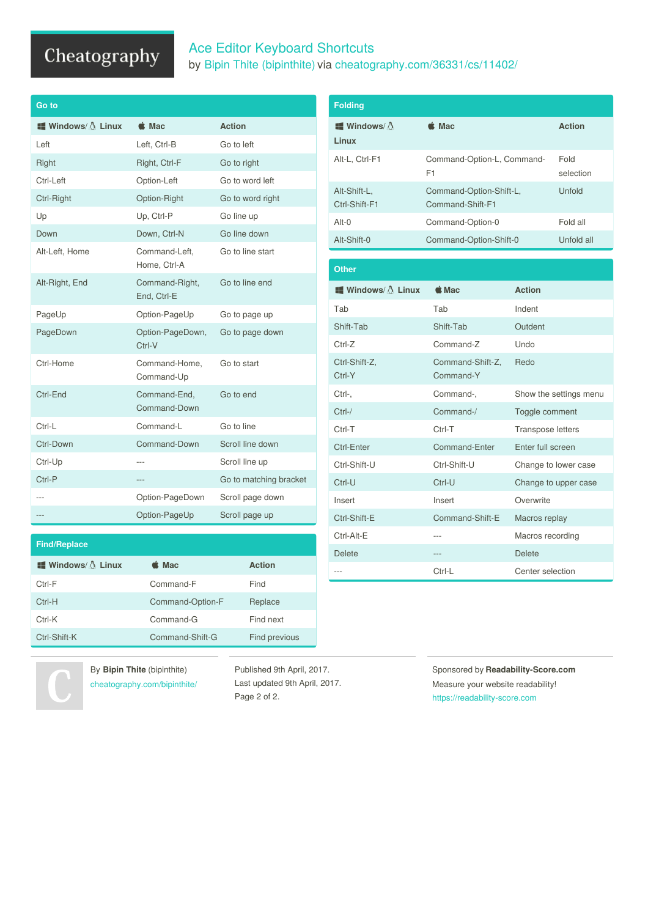# Ace Editor Keyboard Shortcuts

by Bipin Thite (bipinthite) via cheatography.com/36331/cs/11402/

## Go to

| Windows/ Linux | Mac | Action |
| --- | --- | --- |
| Left | Left, Ctrl-B | Go to left |
| Right | Right, Ctrl-F | Go to right |
| Ctrl-Left | Option-Left | Go to word left |
| Ctrl-Right | Option-Right | Go to word right |
| Up | Up, Ctrl-P | Go line up |
| Down | Down, Ctrl-N | Go line down |
| Alt-Left, Home | Command-Left, Home, Ctrl-A | Go to line start |
| Alt-Right, End | Command-Right, End, Ctrl-E | Go to line end |
| PageUp | Option-PageUp | Go to page up |
| PageDown | Option-PageDown, Ctrl-V | Go to page down |
| Ctrl-Home | Command-Home, Command-Up | Go to start |
| Ctrl-End | Command-End, Command-Down | Go to end |
| Ctrl-L | Command-L | Go to line |
| Ctrl-Down | Command-Down | Scroll line down |
| Ctrl-Up | --- | Scroll line up |
| Ctrl-P | --- | Go to matching bracket |
| --- | Option-PageDown | Scroll page down |
| --- | Option-PageUp | Scroll page up |

## Find/Replace

| Windows/ Linux | Mac | Action |
| --- | --- | --- |
| Ctrl-F | Command-F | Find |
| Ctrl-H | Command-Option-F | Replace |
| Ctrl-K | Command-G | Find next |
| Ctrl-Shift-K | Command-Shift-G | Find previous |

## Folding

| Windows/ Linux | Mac | Action |
| --- | --- | --- |
| Alt-L, Ctrl-F1 | Command-Option-L, Command-F1 | Fold selection |
| Alt-Shift-L, Ctrl-Shift-F1 | Command-Option-Shift-L, Command-Shift-F1 | Unfold |
| Alt-0 | Command-Option-0 | Fold all |
| Alt-Shift-0 | Command-Option-Shift-0 | Unfold all |

## Other

| Windows/ Linux | Mac | Action |
| --- | --- | --- |
| Tab | Tab | Indent |
| Shift-Tab | Shift-Tab | Outdent |
| Ctrl-Z | Command-Z | Undo |
| Ctrl-Shift-Z, Ctrl-Y | Command-Shift-Z, Command-Y | Redo |
| Ctrl-, | Command-, | Show the settings menu |
| Ctrl-/ | Command-/ | Toggle comment |
| Ctrl-T | Ctrl-T | Transpose letters |
| Ctrl-Enter | Command-Enter | Enter full screen |
| Ctrl-Shift-U | Ctrl-Shift-U | Change to lower case |
| Ctrl-U | Ctrl-U | Change to upper case |
| Insert | Insert | Overwrite |
| Ctrl-Shift-E | Command-Shift-E | Macros replay |
| Ctrl-Alt-E | --- | Macros recording |
| Delete | --- | Delete |
| --- | Ctrl-L | Center selection |

By **Bipin Thite** (bipinthite)
cheatography.com/bipinthite/

Published 9th April, 2017.
Last updated 9th April, 2017.

Sponsored by **Readability-Score.com**
Measure your website readability!
https://readability-score.com